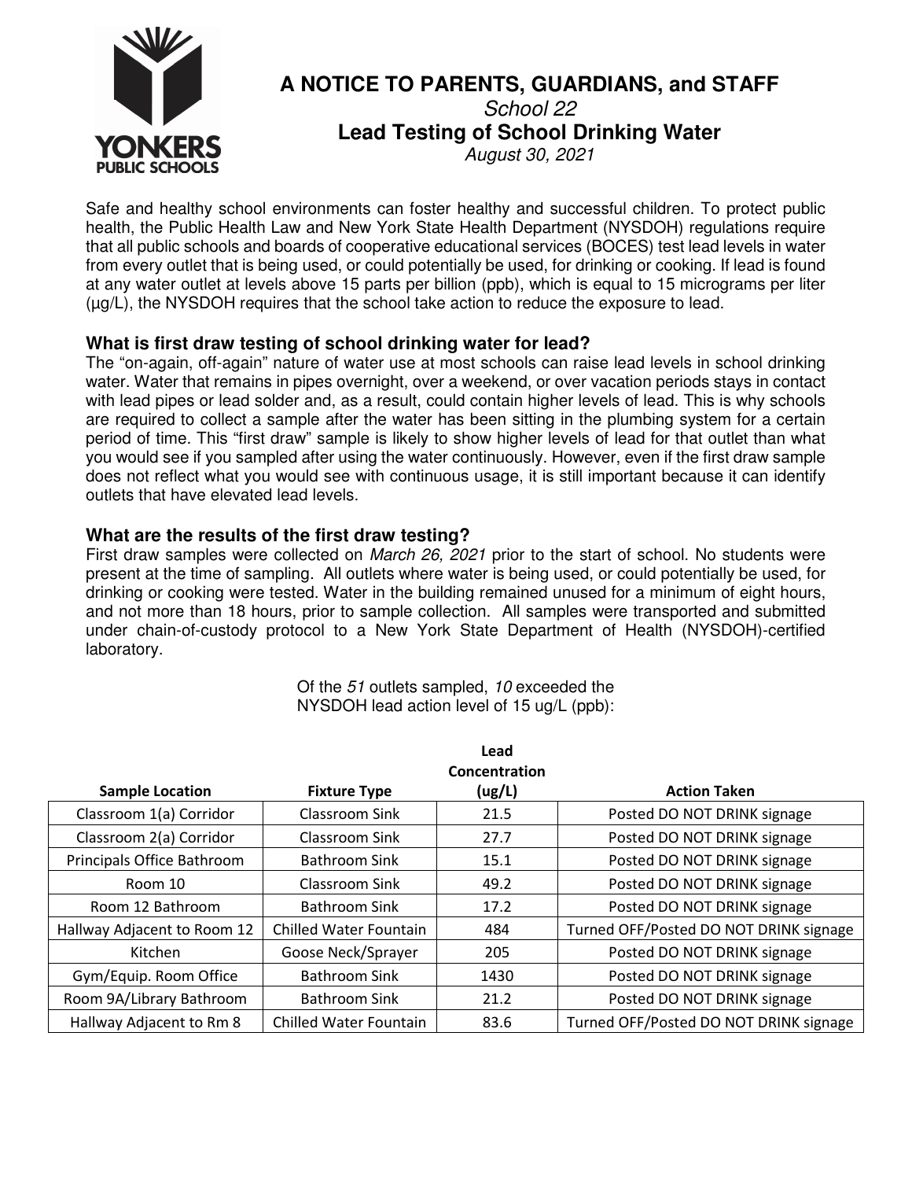# A NOTICE TO PARENTS, GUARDIANS, and STAFF

*School 22*

**Lead Testing of School Drinking Water**

*August 30, 2021*

Safe and healthy school environments can foster healthy and successful children. To protect public health, the Public Health Law and New York State Health Department (NYSDOH) regulations require that all public schools and boards of cooperative educational services (BOCES) test lead levels in water from every outlet that is being used, or could potentially be used, for drinking or cooking. If lead is found at any water outlet at levels above 15 parts per billion (ppb), which is equal to 15 micrograms per liter (µg/L), the NYSDOH requires that the school take action to reduce the exposure to lead.

### What is first draw testing of school drinking water for lead?

The "on-again, off-again" nature of water use at most schools can raise lead levels in school drinking water. Water that remains in pipes overnight, over a weekend, or over vacation periods stays in contact with lead pipes or lead solder and, as a result, could contain higher levels of lead. This is why schools are required to collect a sample after the water has been sitting in the plumbing system for a certain period of time. This "first draw" sample is likely to show higher levels of lead for that outlet than what you would see if you sampled after using the water continuously. However, even if the first draw sample does not reflect what you would see with continuous usage, it is still important because it can identify outlets that have elevated lead levels.

### What are the results of the first draw testing?

First draw samples were collected on *March 26, 2021* prior to the start of school. No students were present at the time of sampling. All outlets where water is being used, or could potentially be used, for drinking or cooking were tested. Water in the building remained unused for a minimum of eight hours, and not more than 18 hours, prior to sample collection. All samples were transported and submitted under chain-of-custody protocol to a New York State Department of Health (NYSDOH)-certified laboratory.

Of the *51* outlets sampled, *10* exceeded the NYSDOH lead action level of 15 ug/L (ppb):

| Sample Location | Fixture Type | Lead Concentration (ug/L) | Action Taken |
|---|---|---|---|
| Classroom 1(a) Corridor | Classroom Sink | 21.5 | Posted DO NOT DRINK signage |
| Classroom 2(a) Corridor | Classroom Sink | 27.7 | Posted DO NOT DRINK signage |
| Principals Office Bathroom | Bathroom Sink | 15.1 | Posted DO NOT DRINK signage |
| Room 10 | Classroom Sink | 49.2 | Posted DO NOT DRINK signage |
| Room 12 Bathroom | Bathroom Sink | 17.2 | Posted DO NOT DRINK signage |
| Hallway Adjacent to Room 12 | Chilled Water Fountain | 484 | Turned OFF/Posted DO NOT DRINK signage |
| Kitchen | Goose Neck/Sprayer | 205 | Posted DO NOT DRINK signage |
| Gym/Equip. Room Office | Bathroom Sink | 1430 | Posted DO NOT DRINK signage |
| Room 9A/Library Bathroom | Bathroom Sink | 21.2 | Posted DO NOT DRINK signage |
| Hallway Adjacent to Rm 8 | Chilled Water Fountain | 83.6 | Turned OFF/Posted DO NOT DRINK signage |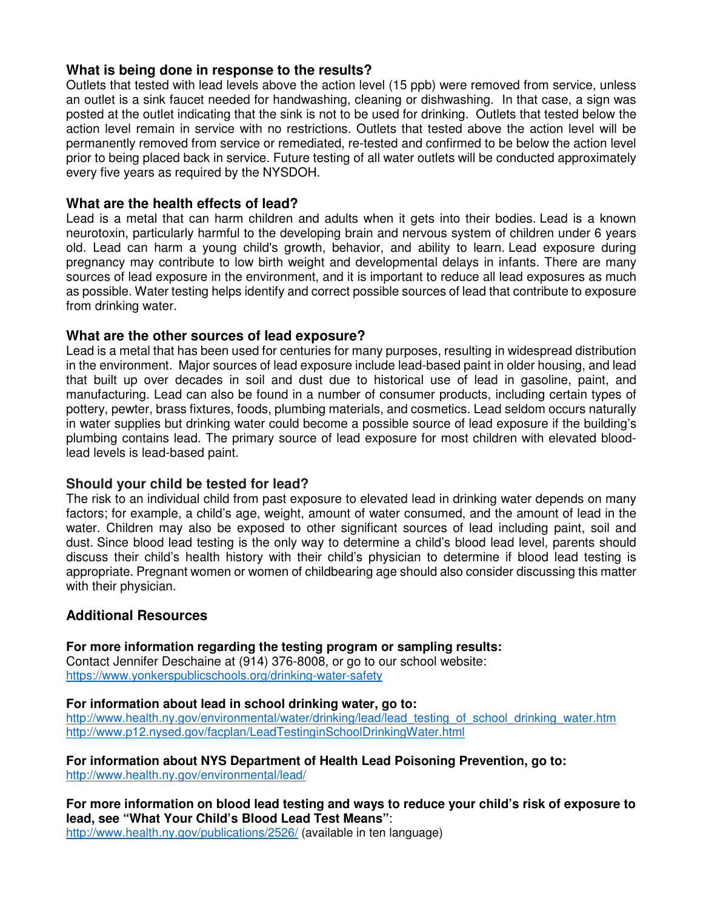### What is being done in response to the results?

Outlets that tested with lead levels above the action level (15 ppb) were removed from service, unless an outlet is a sink faucet needed for handwashing, cleaning or dishwashing. In that case, a sign was posted at the outlet indicating that the sink is not to be used for drinking. Outlets that tested below the action level remain in service with no restrictions. Outlets that tested above the action level will be permanently removed from service or remediated, re-tested and confirmed to be below the action level prior to being placed back in service. Future testing of all water outlets will be conducted approximately every five years as required by the NYSDOH.

### What are the health effects of lead?

Lead is a metal that can harm children and adults when it gets into their bodies. Lead is a known neurotoxin, particularly harmful to the developing brain and nervous system of children under 6 years old. Lead can harm a young child's growth, behavior, and ability to learn. Lead exposure during pregnancy may contribute to low birth weight and developmental delays in infants. There are many sources of lead exposure in the environment, and it is important to reduce all lead exposures as much as possible. Water testing helps identify and correct possible sources of lead that contribute to exposure from drinking water.

### What are the other sources of lead exposure?

Lead is a metal that has been used for centuries for many purposes, resulting in widespread distribution in the environment. Major sources of lead exposure include lead-based paint in older housing, and lead that built up over decades in soil and dust due to historical use of lead in gasoline, paint, and manufacturing. Lead can also be found in a number of consumer products, including certain types of pottery, pewter, brass fixtures, foods, plumbing materials, and cosmetics. Lead seldom occurs naturally in water supplies but drinking water could become a possible source of lead exposure if the building's plumbing contains lead. The primary source of lead exposure for most children with elevated blood-lead levels is lead-based paint.

### Should your child be tested for lead?

The risk to an individual child from past exposure to elevated lead in drinking water depends on many factors; for example, a child's age, weight, amount of water consumed, and the amount of lead in the water. Children may also be exposed to other significant sources of lead including paint, soil and dust. Since blood lead testing is the only way to determine a child's blood lead level, parents should discuss their child's health history with their child's physician to determine if blood lead testing is appropriate. Pregnant women or women of childbearing age should also consider discussing this matter with their physician.

## Additional Resources

**For more information regarding the testing program or sampling results:**
Contact Jennifer Deschaine at (914) 376-8008, or go to our school website:
https://www.yonkerspublicschools.org/drinking-water-safety

**For information about lead in school drinking water, go to:**
http://www.health.ny.gov/environmental/water/drinking/lead/lead_testing_of_school_drinking_water.htm
http://www.p12.nysed.gov/facplan/LeadTestinginSchoolDrinkingWater.html

**For information about NYS Department of Health Lead Poisoning Prevention, go to:**
http://www.health.ny.gov/environmental/lead/

**For more information on blood lead testing and ways to reduce your child's risk of exposure to lead, see "What Your Child's Blood Lead Test Means"**:
http://www.health.ny.gov/publications/2526/ (available in ten language)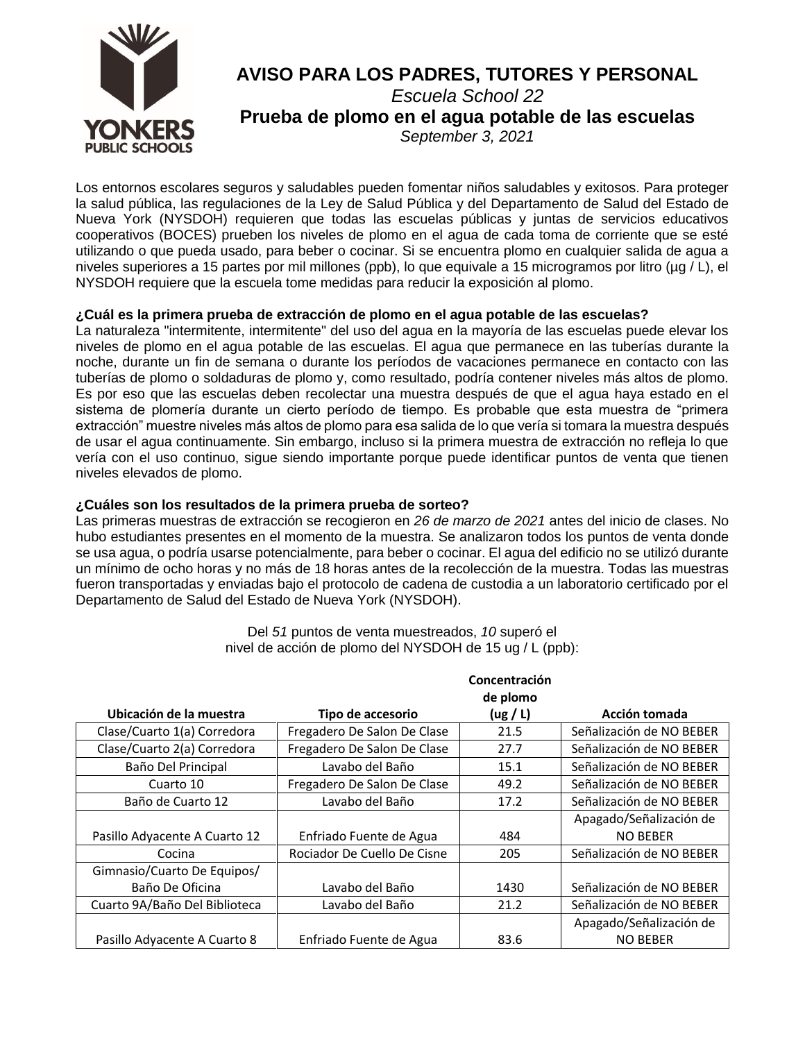# AVISO PARA LOS PADRES, TUTORES Y PERSONAL

*Escuela School 22*

**Prueba de plomo en el agua potable de las escuelas**

*September 3, 2021*

Los entornos escolares seguros y saludables pueden fomentar niños saludables y exitosos. Para proteger la salud pública, las regulaciones de la Ley de Salud Pública y del Departamento de Salud del Estado de Nueva York (NYSDOH) requieren que todas las escuelas públicas y juntas de servicios educativos cooperativos (BOCES) prueben los niveles de plomo en el agua de cada toma de corriente que se esté utilizando o que pueda usado, para beber o cocinar. Si se encuentra plomo en cualquier salida de agua a niveles superiores a 15 partes por mil millones (ppb), lo que equivale a 15 microgramos por litro (µg / L), el NYSDOH requiere que la escuela tome medidas para reducir la exposición al plomo.

**¿Cuál es la primera prueba de extracción de plomo en el agua potable de las escuelas?**

La naturaleza "intermitente, intermitente" del uso del agua en la mayoría de las escuelas puede elevar los niveles de plomo en el agua potable de las escuelas. El agua que permanece en las tuberías durante la noche, durante un fin de semana o durante los períodos de vacaciones permanece en contacto con las tuberías de plomo o soldaduras de plomo y, como resultado, podría contener niveles más altos de plomo. Es por eso que las escuelas deben recolectar una muestra después de que el agua haya estado en el sistema de plomería durante un cierto período de tiempo. Es probable que esta muestra de "primera extracción" muestre niveles más altos de plomo para esa salida de lo que vería si tomara la muestra después de usar el agua continuamente. Sin embargo, incluso si la primera muestra de extracción no refleja lo que vería con el uso continuo, sigue siendo importante porque puede identificar puntos de venta que tienen niveles elevados de plomo.

**¿Cuáles son los resultados de la primera prueba de sorteo?**

Las primeras muestras de extracción se recogieron en *26 de marzo de 2021* antes del inicio de clases. No hubo estudiantes presentes en el momento de la muestra. Se analizaron todos los puntos de venta donde se usa agua, o podría usarse potencialmente, para beber o cocinar. El agua del edificio no se utilizó durante un mínimo de ocho horas y no más de 18 horas antes de la recolección de la muestra. Todas las muestras fueron transportadas y enviadas bajo el protocolo de cadena de custodia a un laboratorio certificado por el Departamento de Salud del Estado de Nueva York (NYSDOH).

Del *51* puntos de venta muestreados, *10* superó el nivel de acción de plomo del NYSDOH de 15 ug / L (ppb):

| Ubicación de la muestra | Tipo de accesorio | Concentración de plomo (ug / L) | Acción tomada |
|---|---|---|---|
| Clase/Cuarto 1(a) Corredora | Fregadero De Salon De Clase | 21.5 | Señalización de NO BEBER |
| Clase/Cuarto 2(a) Corredora | Fregadero De Salon De Clase | 27.7 | Señalización de NO BEBER |
| Baño Del Principal | Lavabo del Baño | 15.1 | Señalización de NO BEBER |
| Cuarto 10 | Fregadero De Salon De Clase | 49.2 | Señalización de NO BEBER |
| Baño de Cuarto 12 | Lavabo del Baño | 17.2 | Señalización de NO BEBER |
| Pasillo Adyacente A Cuarto 12 | Enfriado Fuente de Agua | 484 | Apagado/Señalización de NO BEBER |
| Cocina | Rociador De Cuello De Cisne | 205 | Señalización de NO BEBER |
| Gimnasio/Cuarto De Equipos/ Baño De Oficina | Lavabo del Baño | 1430 | Señalización de NO BEBER |
| Cuarto 9A/Baño Del Biblioteca | Lavabo del Baño | 21.2 | Señalización de NO BEBER |
| Pasillo Adyacente A Cuarto 8 | Enfriado Fuente de Agua | 83.6 | Apagado/Señalización de NO BEBER |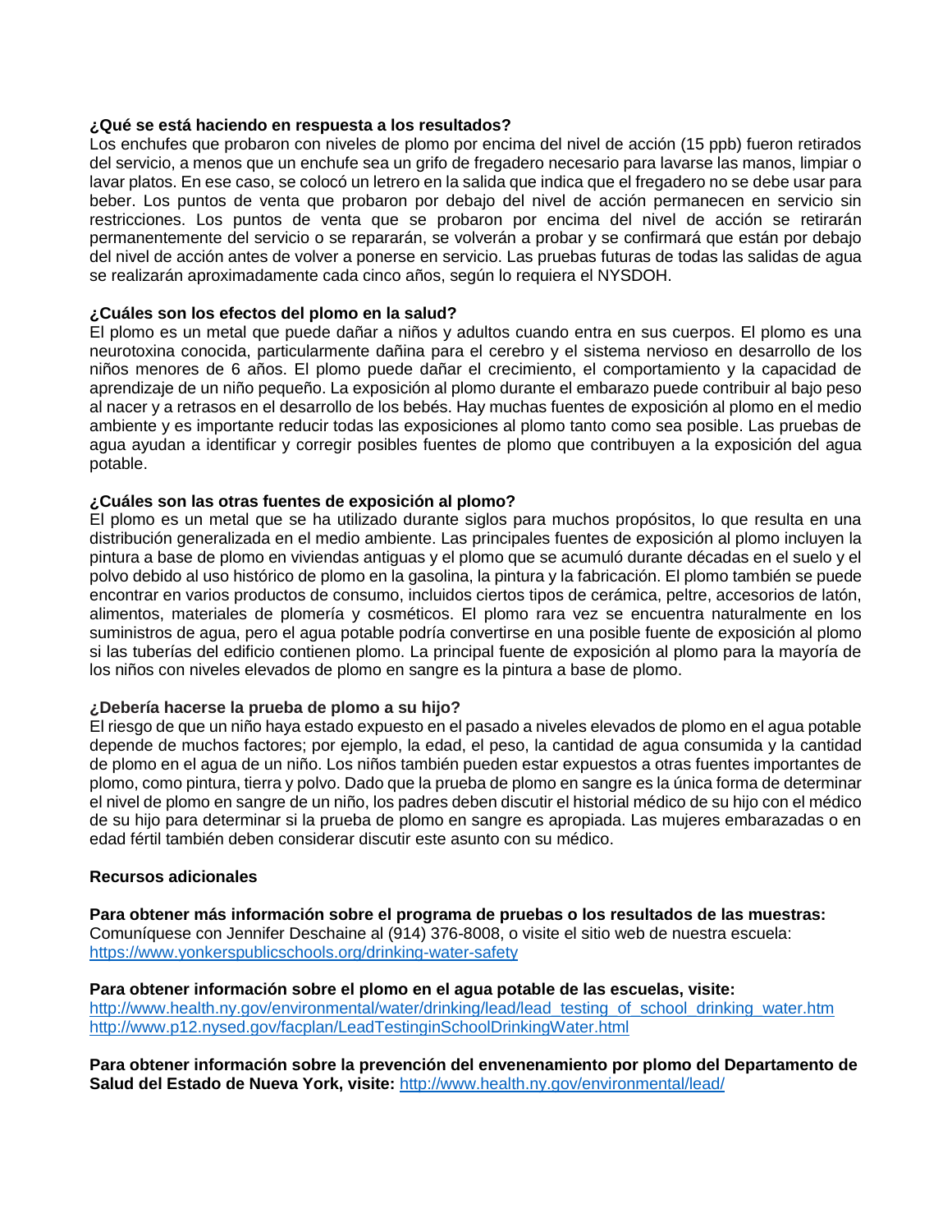**¿Qué se está haciendo en respuesta a los resultados?**
Los enchufes que probaron con niveles de plomo por encima del nivel de acción (15 ppb) fueron retirados del servicio, a menos que un enchufe sea un grifo de fregadero necesario para lavarse las manos, limpiar o lavar platos. En ese caso, se colocó un letrero en la salida que indica que el fregadero no se debe usar para beber. Los puntos de venta que probaron por debajo del nivel de acción permanecen en servicio sin restricciones. Los puntos de venta que se probaron por encima del nivel de acción se retirarán permanentemente del servicio o se repararán, se volverán a probar y se confirmará que están por debajo del nivel de acción antes de volver a ponerse en servicio. Las pruebas futuras de todas las salidas de agua se realizarán aproximadamente cada cinco años, según lo requiera el NYSDOH.

**¿Cuáles son los efectos del plomo en la salud?**
El plomo es un metal que puede dañar a niños y adultos cuando entra en sus cuerpos. El plomo es una neurotoxina conocida, particularmente dañina para el cerebro y el sistema nervioso en desarrollo de los niños menores de 6 años. El plomo puede dañar el crecimiento, el comportamiento y la capacidad de aprendizaje de un niño pequeño. La exposición al plomo durante el embarazo puede contribuir al bajo peso al nacer y a retrasos en el desarrollo de los bebés. Hay muchas fuentes de exposición al plomo en el medio ambiente y es importante reducir todas las exposiciones al plomo tanto como sea posible. Las pruebas de agua ayudan a identificar y corregir posibles fuentes de plomo que contribuyen a la exposición del agua potable.

**¿Cuáles son las otras fuentes de exposición al plomo?**
El plomo es un metal que se ha utilizado durante siglos para muchos propósitos, lo que resulta en una distribución generalizada en el medio ambiente. Las principales fuentes de exposición al plomo incluyen la pintura a base de plomo en viviendas antiguas y el plomo que se acumuló durante décadas en el suelo y el polvo debido al uso histórico de plomo en la gasolina, la pintura y la fabricación. El plomo también se puede encontrar en varios productos de consumo, incluidos ciertos tipos de cerámica, peltre, accesorios de latón, alimentos, materiales de plomería y cosméticos. El plomo rara vez se encuentra naturalmente en los suministros de agua, pero el agua potable podría convertirse en una posible fuente de exposición al plomo si las tuberías del edificio contienen plomo. La principal fuente de exposición al plomo para la mayoría de los niños con niveles elevados de plomo en sangre es la pintura a base de plomo.

**¿Debería hacerse la prueba de plomo a su hijo?**
El riesgo de que un niño haya estado expuesto en el pasado a niveles elevados de plomo en el agua potable depende de muchos factores; por ejemplo, la edad, el peso, la cantidad de agua consumida y la cantidad de plomo en el agua de un niño. Los niños también pueden estar expuestos a otras fuentes importantes de plomo, como pintura, tierra y polvo. Dado que la prueba de plomo en sangre es la única forma de determinar el nivel de plomo en sangre de un niño, los padres deben discutir el historial médico de su hijo con el médico de su hijo para determinar si la prueba de plomo en sangre es apropiada. Las mujeres embarazadas o en edad fértil también deben considerar discutir este asunto con su médico.

**Recursos adicionales**

**Para obtener más información sobre el programa de pruebas o los resultados de las muestras:**
Comuníquese con Jennifer Deschaine al (914) 376-8008, o visite el sitio web de nuestra escuela:
https://www.yonkerspublicschools.org/drinking-water-safety

**Para obtener información sobre el plomo en el agua potable de las escuelas, visite:**
http://www.health.ny.gov/environmental/water/drinking/lead/lead_testing_of_school_drinking_water.htm
http://www.p12.nysed.gov/facplan/LeadTestinginSchoolDrinkingWater.html

**Para obtener información sobre la prevención del envenenamiento por plomo del Departamento de Salud del Estado de Nueva York, visite:** http://www.health.ny.gov/environmental/lead/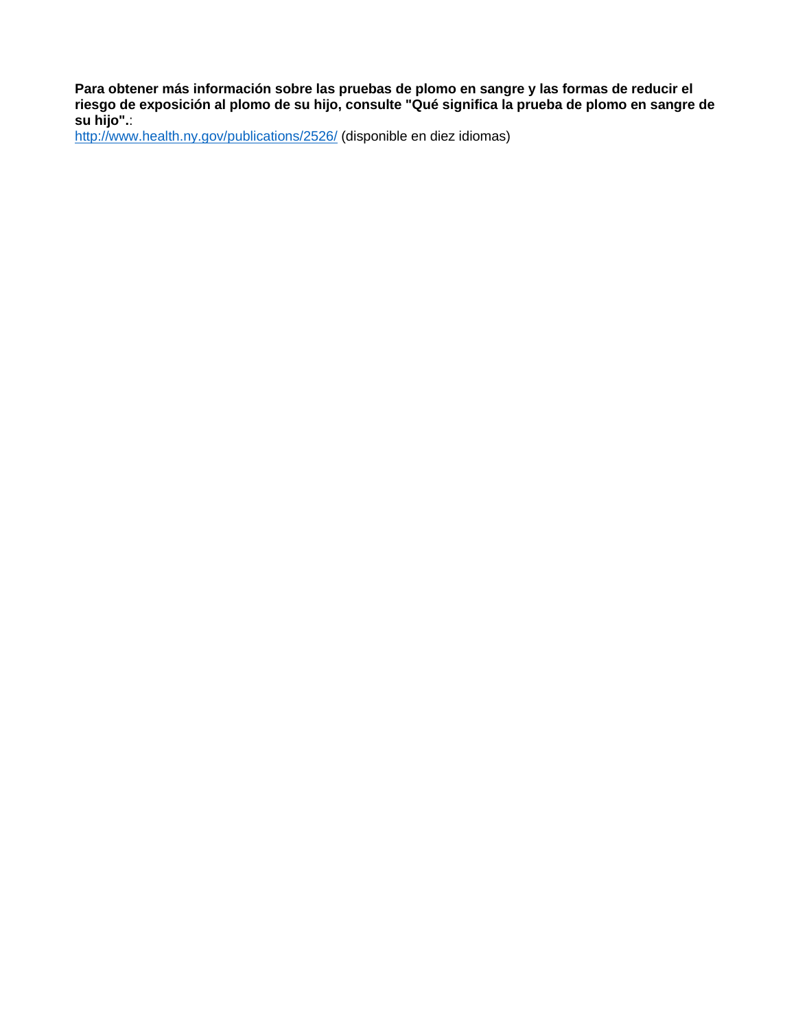**Para obtener más información sobre las pruebas de plomo en sangre y las formas de reducir el riesgo de exposición al plomo de su hijo, consulte "Qué significa la prueba de plomo en sangre de su hijo".**:
http://www.health.ny.gov/publications/2526/ (disponible en diez idiomas)